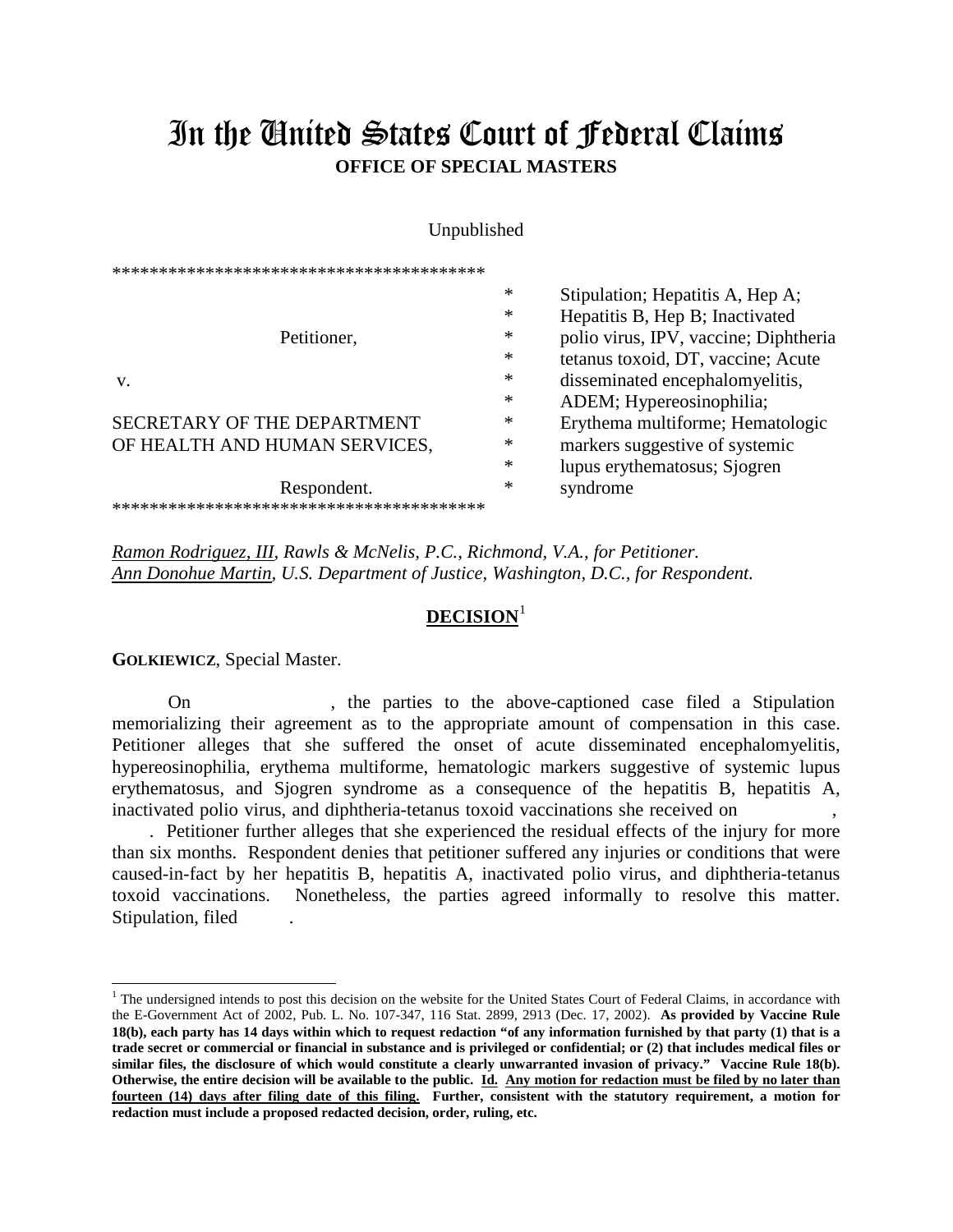# In the United States Court of Federal Claims

**OFFICE OF SPECIAL MASTERS**

Unpublished

| | | |
|---|---|---|
| Petitioner, | * | Stipulation; Hepatitis A, Hep A; |
| | * | Hepatitis B, Hep B; Inactivated |
| v. | * | polio virus, IPV, vaccine; Diphtheria |
| | * | tetanus toxoid, DT, vaccine; Acute |
| SECRETARY OF THE DEPARTMENT | * | disseminated encephalomyelitis, |
| OF HEALTH AND HUMAN SERVICES, | * | ADEM; Hypereosinophilia; |
| | * | Erythema multiforme; Hematologic |
| Respondent. | * | markers suggestive of systemic |
| | * | lupus erythematosus; Sjogren |
| | * | syndrome |

*Ramon Rodriguez, III, Rawls & McNelis, P.C., Richmond, V.A., for Petitioner.*
*Ann Donohue Martin, U.S. Department of Justice, Washington, D.C., for Respondent.*

## DECISION[1]

**GOLKIEWICZ**, Special Master.

On , the parties to the above-captioned case filed a Stipulation memorializing their agreement as to the appropriate amount of compensation in this case. Petitioner alleges that she suffered the onset of acute disseminated encephalomyelitis, hypereosinophilia, erythema multiforme, hematologic markers suggestive of systemic lupus erythematosus, and Sjogren syndrome as a consequence of the hepatitis B, hepatitis A, inactivated polio virus, and diphtheria-tetanus toxoid vaccinations she received on , . Petitioner further alleges that she experienced the residual effects of the injury for more than six months. Respondent denies that petitioner suffered any injuries or conditions that were caused-in-fact by her hepatitis B, hepatitis A, inactivated polio virus, and diphtheria-tetanus toxoid vaccinations. Nonetheless, the parties agreed informally to resolve this matter. Stipulation, filed .

[1] The undersigned intends to post this decision on the website for the United States Court of Federal Claims, in accordance with the E-Government Act of 2002, Pub. L. No. 107-347, 116 Stat. 2899, 2913 (Dec. 17, 2002). **As provided by Vaccine Rule 18(b), each party has 14 days within which to request redaction "of any information furnished by that party (1) that is a trade secret or commercial or financial in substance and is privileged or confidential; or (2) that includes medical files or similar files, the disclosure of which would constitute a clearly unwarranted invasion of privacy." Vaccine Rule 18(b). Otherwise, the entire decision will be available to the public. Id. Any motion for redaction must be filed by no later than fourteen (14) days after filing date of this filing. Further, consistent with the statutory requirement, a motion for redaction must include a proposed redacted decision, order, ruling, etc.**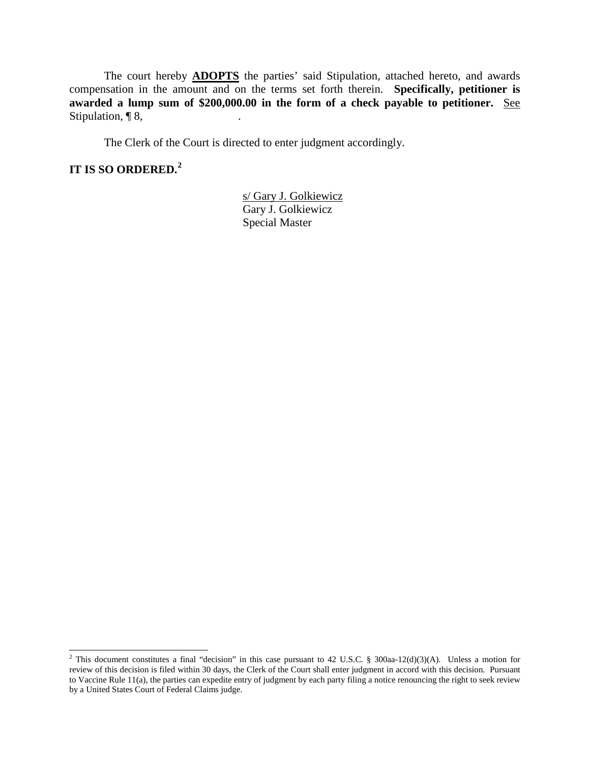The court hereby **ADOPTS** the parties' said Stipulation, attached hereto, and awards compensation in the amount and on the terms set forth therein. **Specifically, petitioner is awarded a lump sum of $200,000.00 in the form of a check payable to petitioner.** See Stipulation, ¶ 8, .

The Clerk of the Court is directed to enter judgment accordingly.

**IT IS SO ORDERED.**[2]

s/ Gary J. Golkiewicz
Gary J. Golkiewicz
Special Master

---

[2] This document constitutes a final "decision" in this case pursuant to 42 U.S.C. § 300aa-12(d)(3)(A). Unless a motion for review of this decision is filed within 30 days, the Clerk of the Court shall enter judgment in accord with this decision. Pursuant to Vaccine Rule 11(a), the parties can expedite entry of judgment by each party filing a notice renouncing the right to seek review by a United States Court of Federal Claims judge.